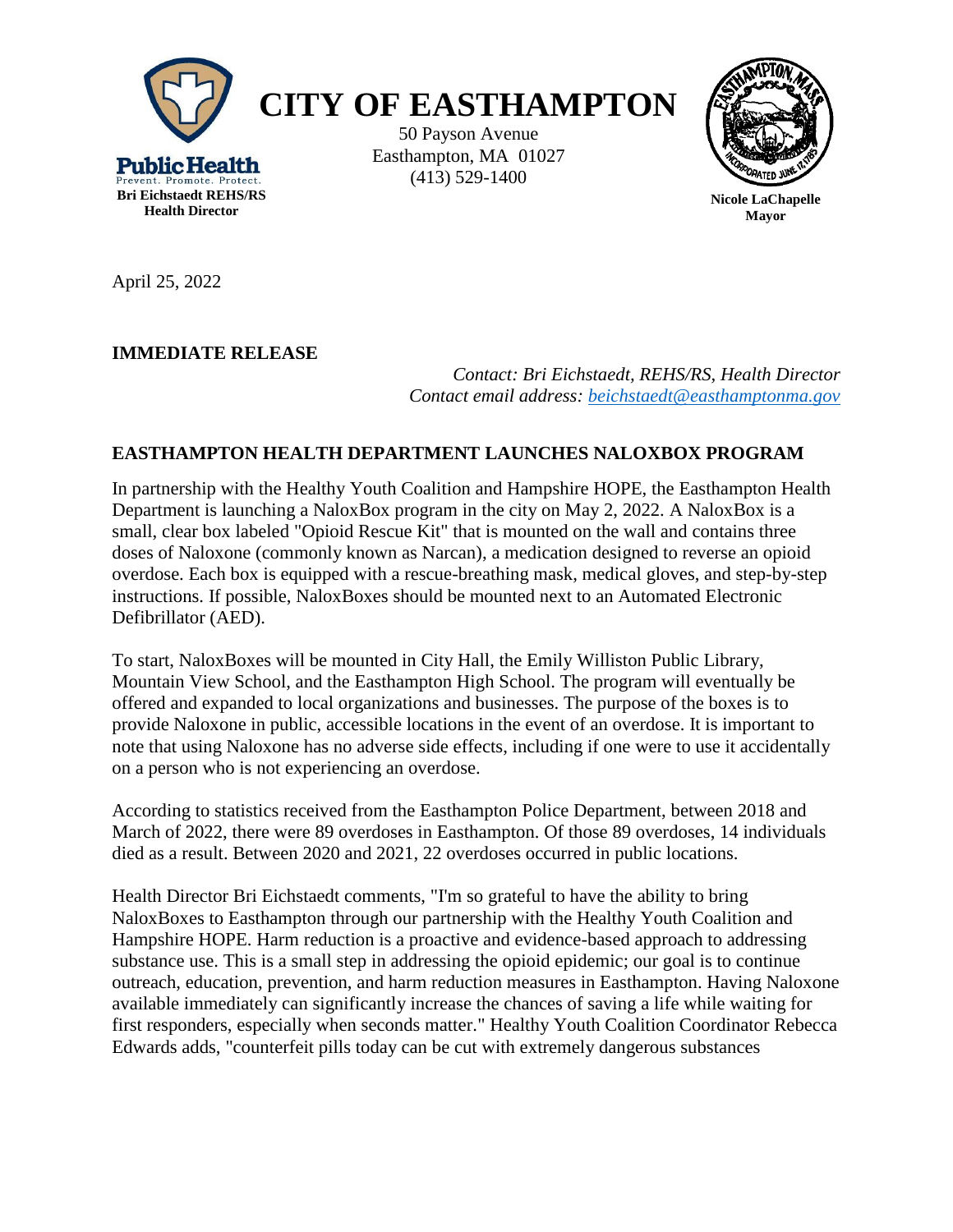**Public Health**
Prevent. Promote. Protect.
**Bri Eichstaedt REHS/RS**
**Health Director**

# CITY OF EASTHAMPTON

50 Payson Avenue
Easthampton, MA 01027
(413) 529-1400

**Nicole LaChapelle**
**Mayor**

April 25, 2022

**IMMEDIATE RELEASE**

*Contact: Bri Eichstaedt, REHS/RS, Health Director*
*Contact email address: beichstaedt@easthamptonma.gov*

## EASTHAMPTON HEALTH DEPARTMENT LAUNCHES NALOXBOX PROGRAM

In partnership with the Healthy Youth Coalition and Hampshire HOPE, the Easthampton Health Department is launching a NaloxBox program in the city on May 2, 2022. A NaloxBox is a small, clear box labeled "Opioid Rescue Kit" that is mounted on the wall and contains three doses of Naloxone (commonly known as Narcan), a medication designed to reverse an opioid overdose. Each box is equipped with a rescue-breathing mask, medical gloves, and step-by-step instructions. If possible, NaloxBoxes should be mounted next to an Automated Electronic Defibrillator (AED).

To start, NaloxBoxes will be mounted in City Hall, the Emily Williston Public Library, Mountain View School, and the Easthampton High School. The program will eventually be offered and expanded to local organizations and businesses. The purpose of the boxes is to provide Naloxone in public, accessible locations in the event of an overdose. It is important to note that using Naloxone has no adverse side effects, including if one were to use it accidentally on a person who is not experiencing an overdose.

According to statistics received from the Easthampton Police Department, between 2018 and March of 2022, there were 89 overdoses in Easthampton. Of those 89 overdoses, 14 individuals died as a result. Between 2020 and 2021, 22 overdoses occurred in public locations.

Health Director Bri Eichstaedt comments, "I'm so grateful to have the ability to bring NaloxBoxes to Easthampton through our partnership with the Healthy Youth Coalition and Hampshire HOPE. Harm reduction is a proactive and evidence-based approach to addressing substance use. This is a small step in addressing the opioid epidemic; our goal is to continue outreach, education, prevention, and harm reduction measures in Easthampton. Having Naloxone available immediately can significantly increase the chances of saving a life while waiting for first responders, especially when seconds matter." Healthy Youth Coalition Coordinator Rebecca Edwards adds, "counterfeit pills today can be cut with extremely dangerous substances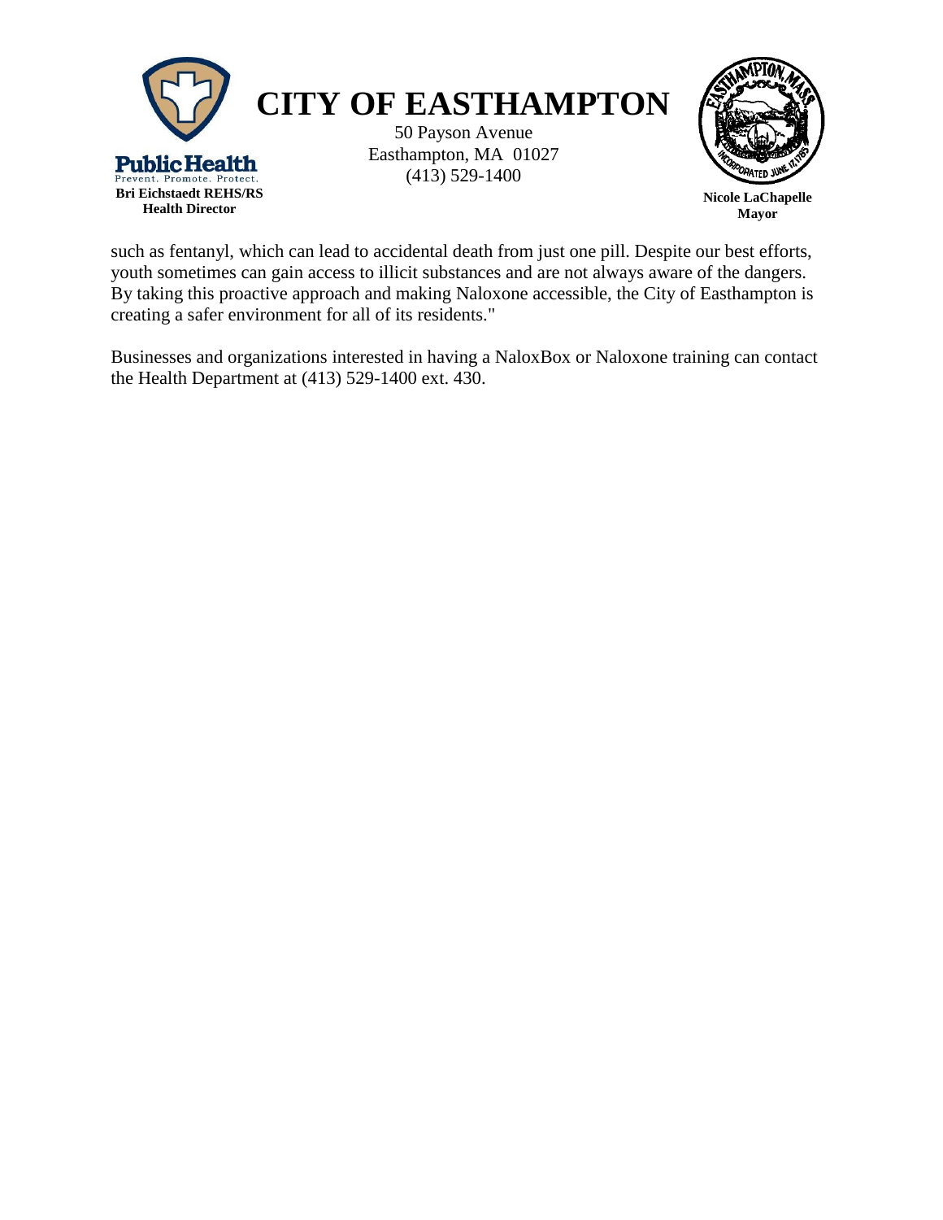# CITY OF EASTHAMPTON

50 Payson Avenue
Easthampton, MA 01027
(413) 529-1400

**Bri Eichstaedt REHS/RS**
**Health Director**

**Nicole LaChapelle**
**Mayor**

such as fentanyl, which can lead to accidental death from just one pill. Despite our best efforts, youth sometimes can gain access to illicit substances and are not always aware of the dangers. By taking this proactive approach and making Naloxone accessible, the City of Easthampton is creating a safer environment for all of its residents."

Businesses and organizations interested in having a NaloxBox or Naloxone training can contact the Health Department at (413) 529-1400 ext. 430.